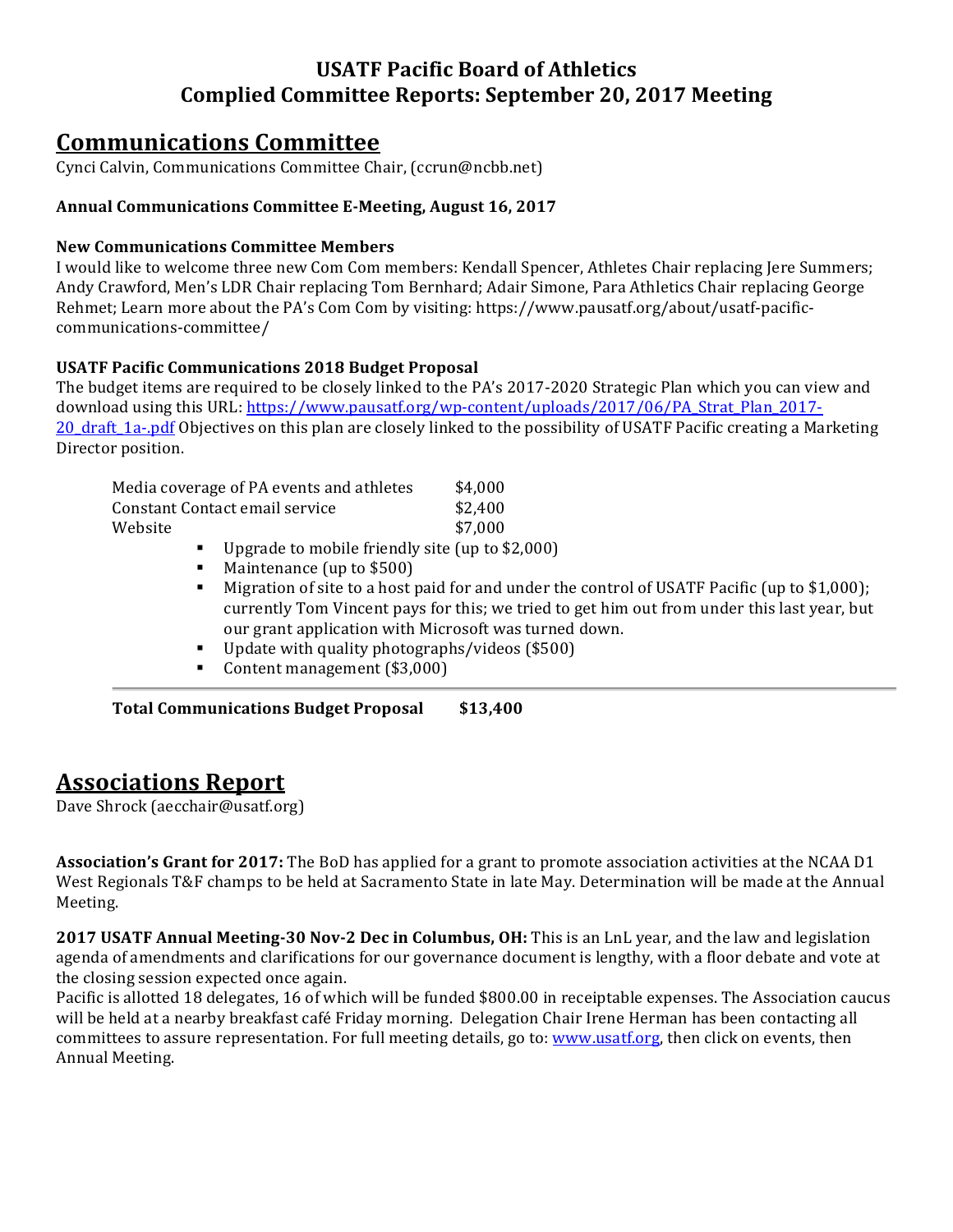# USATF Pacific Board of Athletics
# Complied Committee Reports: September 20, 2017 Meeting

## Communications Committee

Cynci Calvin, Communications Committee Chair, (ccrun@ncbb.net)

**Annual Communications Committee E-Meeting, August 16, 2017**

**New Communications Committee Members**

I would like to welcome three new Com Com members: Kendall Spencer, Athletes Chair replacing Jere Summers; Andy Crawford, Men's LDR Chair replacing Tom Bernhard; Adair Simone, Para Athletics Chair replacing George Rehmet; Learn more about the PA's Com Com by visiting: https://www.pausatf.org/about/usatf-pacific-communications-committee/

**USATF Pacific Communications 2018 Budget Proposal**

The budget items are required to be closely linked to the PA's 2017-2020 Strategic Plan which you can view and download using this URL: https://www.pausatf.org/wp-content/uploads/2017/06/PA_Strat_Plan_2017-20_draft_1a-.pdf Objectives on this plan are closely linked to the possibility of USATF Pacific creating a Marketing Director position.

| | |
|---|---|
| Media coverage of PA events and athletes | $4,000 |
| Constant Contact email service | $2,400 |
| Website | $7,000 |

- Upgrade to mobile friendly site (up to $2,000)
- Maintenance (up to $500)
- Migration of site to a host paid for and under the control of USATF Pacific (up to $1,000); currently Tom Vincent pays for this; we tried to get him out from under this last year, but our grant application with Microsoft was turned down.
- Update with quality photographs/videos ($500)
- Content management ($3,000)

**Total Communications Budget Proposal $13,400**

## Associations Report

Dave Shrock (aecchair@usatf.org)

**Association's Grant for 2017:** The BoD has applied for a grant to promote association activities at the NCAA D1 West Regionals T&F champs to be held at Sacramento State in late May. Determination will be made at the Annual Meeting.

**2017 USATF Annual Meeting-30 Nov-2 Dec in Columbus, OH:** This is an LnL year, and the law and legislation agenda of amendments and clarifications for our governance document is lengthy, with a floor debate and vote at the closing session expected once again.

Pacific is allotted 18 delegates, 16 of which will be funded $800.00 in receiptable expenses. The Association caucus will be held at a nearby breakfast café Friday morning. Delegation Chair Irene Herman has been contacting all committees to assure representation. For full meeting details, go to: www.usatf.org, then click on events, then Annual Meeting.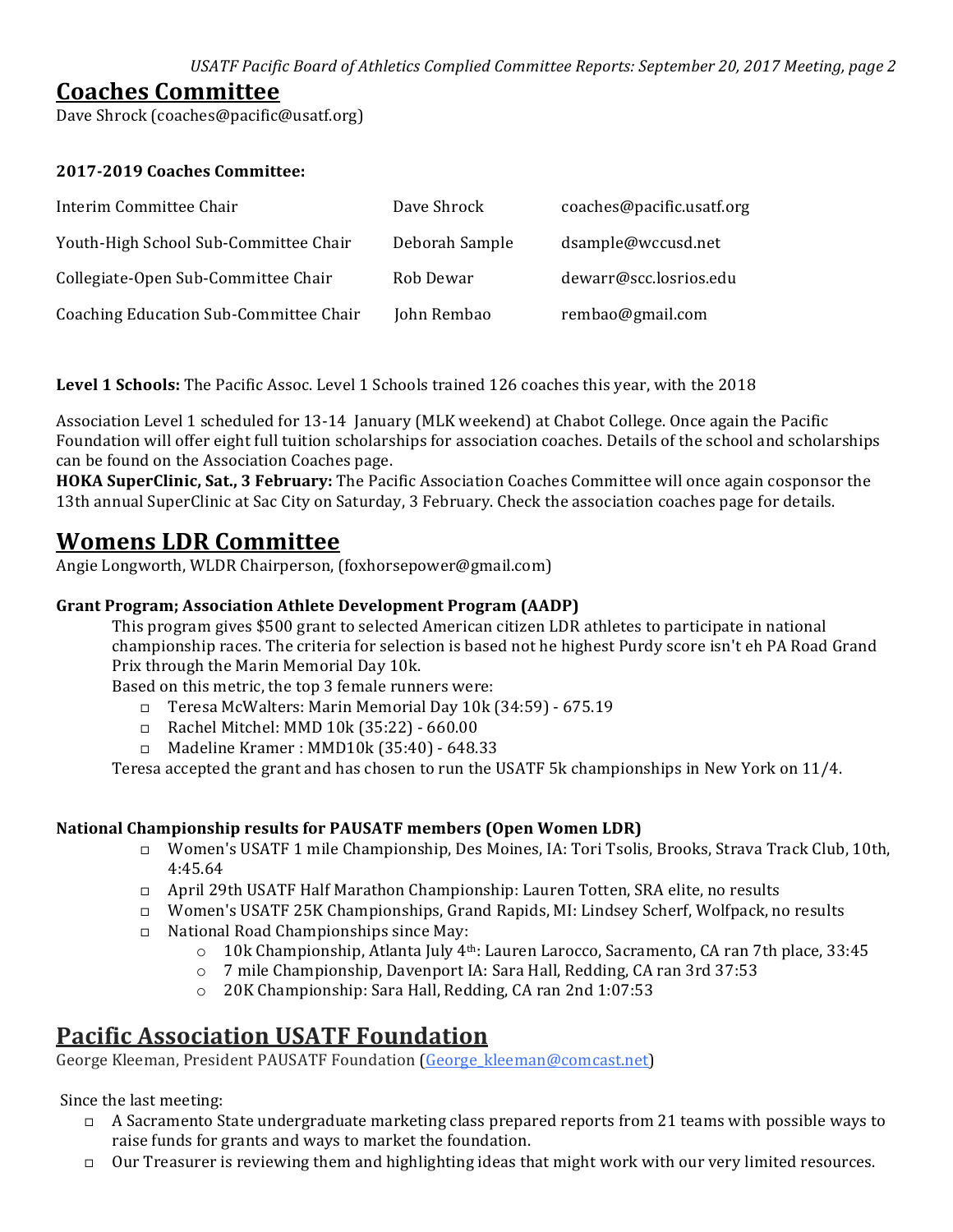## Coaches Committee

Dave Shrock (coaches@pacific@usatf.org)

**2017-2019 Coaches Committee:**

| | | |
|---|---|---|
| Interim Committee Chair | Dave Shrock | coaches@pacific.usatf.org |
| Youth-High School Sub-Committee Chair | Deborah Sample | dsample@wccusd.net |
| Collegiate-Open Sub-Committee Chair | Rob Dewar | dewarr@scc.losrios.edu |
| Coaching Education Sub-Committee Chair | John Rembao | rembao@gmail.com |

**Level 1 Schools:** The Pacific Assoc. Level 1 Schools trained 126 coaches this year, with the 2018

Association Level 1 scheduled for 13-14 January (MLK weekend) at Chabot College. Once again the Pacific Foundation will offer eight full tuition scholarships for association coaches. Details of the school and scholarships can be found on the Association Coaches page.

**HOKA SuperClinic, Sat., 3 February:** The Pacific Association Coaches Committee will once again cosponsor the 13th annual SuperClinic at Sac City on Saturday, 3 February. Check the association coaches page for details.

## Womens LDR Committee

Angie Longworth, WLDR Chairperson, (foxhorsepower@gmail.com)

**Grant Program; Association Athlete Development Program (AADP)**

This program gives $500 grant to selected American citizen LDR athletes to participate in national championship races. The criteria for selection is based not he highest Purdy score isn't eh PA Road Grand Prix through the Marin Memorial Day 10k.

Based on this metric, the top 3 female runners were:

- Teresa McWalters: Marin Memorial Day 10k (34:59) - 675.19
- Rachel Mitchel: MMD 10k (35:22) - 660.00
- Madeline Kramer : MMD10k (35:40) - 648.33

Teresa accepted the grant and has chosen to run the USATF 5k championships in New York on 11/4.

**National Championship results for PAUSATF members (Open Women LDR)**

- Women's USATF 1 mile Championship, Des Moines, IA: Tori Tsolis, Brooks, Strava Track Club, 10th, 4:45.64
- April 29th USATF Half Marathon Championship: Lauren Totten, SRA elite, no results
- Women's USATF 25K Championships, Grand Rapids, MI: Lindsey Scherf, Wolfpack, no results
- National Road Championships since May:
    - 10k Championship, Atlanta July 4th: Lauren Larocco, Sacramento, CA ran 7th place, 33:45
    - 7 mile Championship, Davenport IA: Sara Hall, Redding, CA ran 3rd 37:53
    - 20K Championship: Sara Hall, Redding, CA ran 2nd 1:07:53

## Pacific Association USATF Foundation

George Kleeman, President PAUSATF Foundation (George_kleeman@comcast.net)

Since the last meeting:

- A Sacramento State undergraduate marketing class prepared reports from 21 teams with possible ways to raise funds for grants and ways to market the foundation.
- Our Treasurer is reviewing them and highlighting ideas that might work with our very limited resources.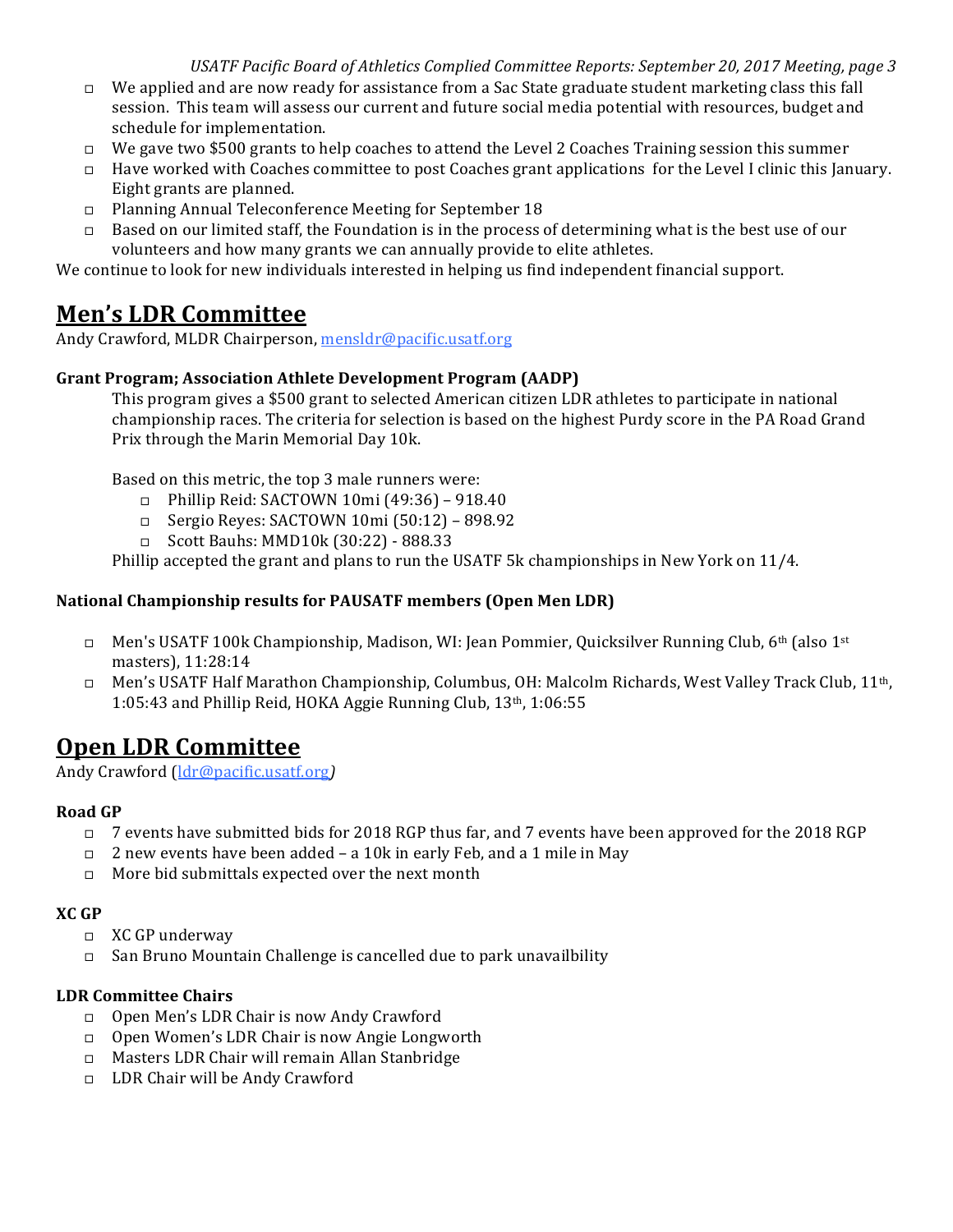- We applied and are now ready for assistance from a Sac State graduate student marketing class this fall session. This team will assess our current and future social media potential with resources, budget and schedule for implementation.
- We gave two $500 grants to help coaches to attend the Level 2 Coaches Training session this summer
- Have worked with Coaches committee to post Coaches grant applications for the Level I clinic this January. Eight grants are planned.
- Planning Annual Teleconference Meeting for September 18
- Based on our limited staff, the Foundation is in the process of determining what is the best use of our volunteers and how many grants we can annually provide to elite athletes.

We continue to look for new individuals interested in helping us find independent financial support.

# Men's LDR Committee

Andy Crawford, MLDR Chairperson, mensldr@pacific.usatf.org

**Grant Program; Association Athlete Development Program (AADP)**

This program gives a $500 grant to selected American citizen LDR athletes to participate in national championship races. The criteria for selection is based on the highest Purdy score in the PA Road Grand Prix through the Marin Memorial Day 10k.

Based on this metric, the top 3 male runners were:

- Phillip Reid: SACTOWN 10mi (49:36) – 918.40
- Sergio Reyes: SACTOWN 10mi (50:12) – 898.92
- Scott Bauhs: MMD10k (30:22) - 888.33

Phillip accepted the grant and plans to run the USATF 5k championships in New York on 11/4.

**National Championship results for PAUSATF members (Open Men LDR)**

- Men's USATF 100k Championship, Madison, WI: Jean Pommier, Quicksilver Running Club, 6th (also 1st masters), 11:28:14
- Men's USATF Half Marathon Championship, Columbus, OH: Malcolm Richards, West Valley Track Club, 11th, 1:05:43 and Phillip Reid, HOKA Aggie Running Club, 13th, 1:06:55

# Open LDR Committee

Andy Crawford (ldr@pacific.usatf.org)

**Road GP**

- 7 events have submitted bids for 2018 RGP thus far, and 7 events have been approved for the 2018 RGP
- 2 new events have been added – a 10k in early Feb, and a 1 mile in May
- More bid submittals expected over the next month

**XC GP**

- XC GP underway
- San Bruno Mountain Challenge is cancelled due to park unavailbility

**LDR Committee Chairs**

- Open Men's LDR Chair is now Andy Crawford
- Open Women's LDR Chair is now Angie Longworth
- Masters LDR Chair will remain Allan Stanbridge
- LDR Chair will be Andy Crawford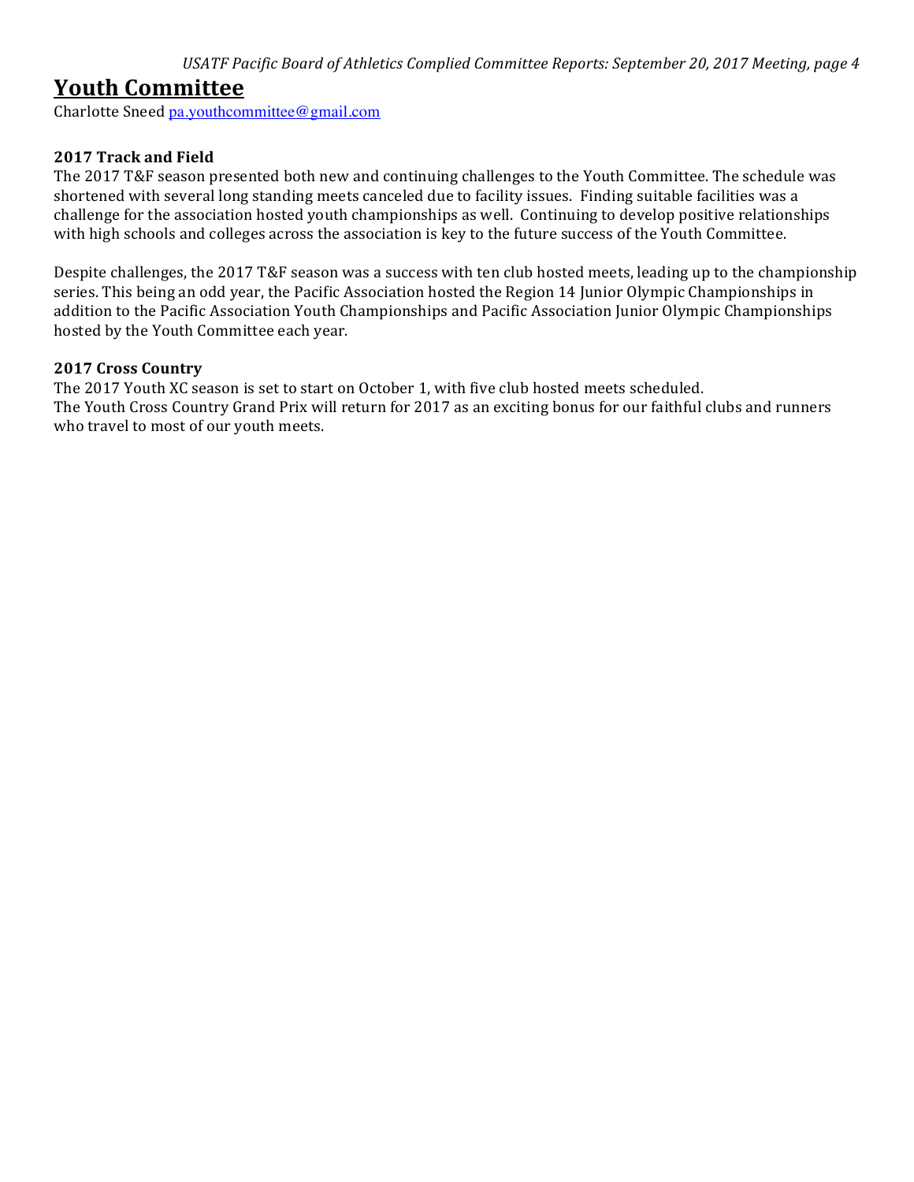# Youth Committee

Charlotte Sneed pa.youthcommittee@gmail.com

### 2017 Track and Field

The 2017 T&F season presented both new and continuing challenges to the Youth Committee. The schedule was shortened with several long standing meets canceled due to facility issues. Finding suitable facilities was a challenge for the association hosted youth championships as well. Continuing to develop positive relationships with high schools and colleges across the association is key to the future success of the Youth Committee.

Despite challenges, the 2017 T&F season was a success with ten club hosted meets, leading up to the championship series. This being an odd year, the Pacific Association hosted the Region 14 Junior Olympic Championships in addition to the Pacific Association Youth Championships and Pacific Association Junior Olympic Championships hosted by the Youth Committee each year.

### 2017 Cross Country

The 2017 Youth XC season is set to start on October 1, with five club hosted meets scheduled.
The Youth Cross Country Grand Prix will return for 2017 as an exciting bonus for our faithful clubs and runners who travel to most of our youth meets.